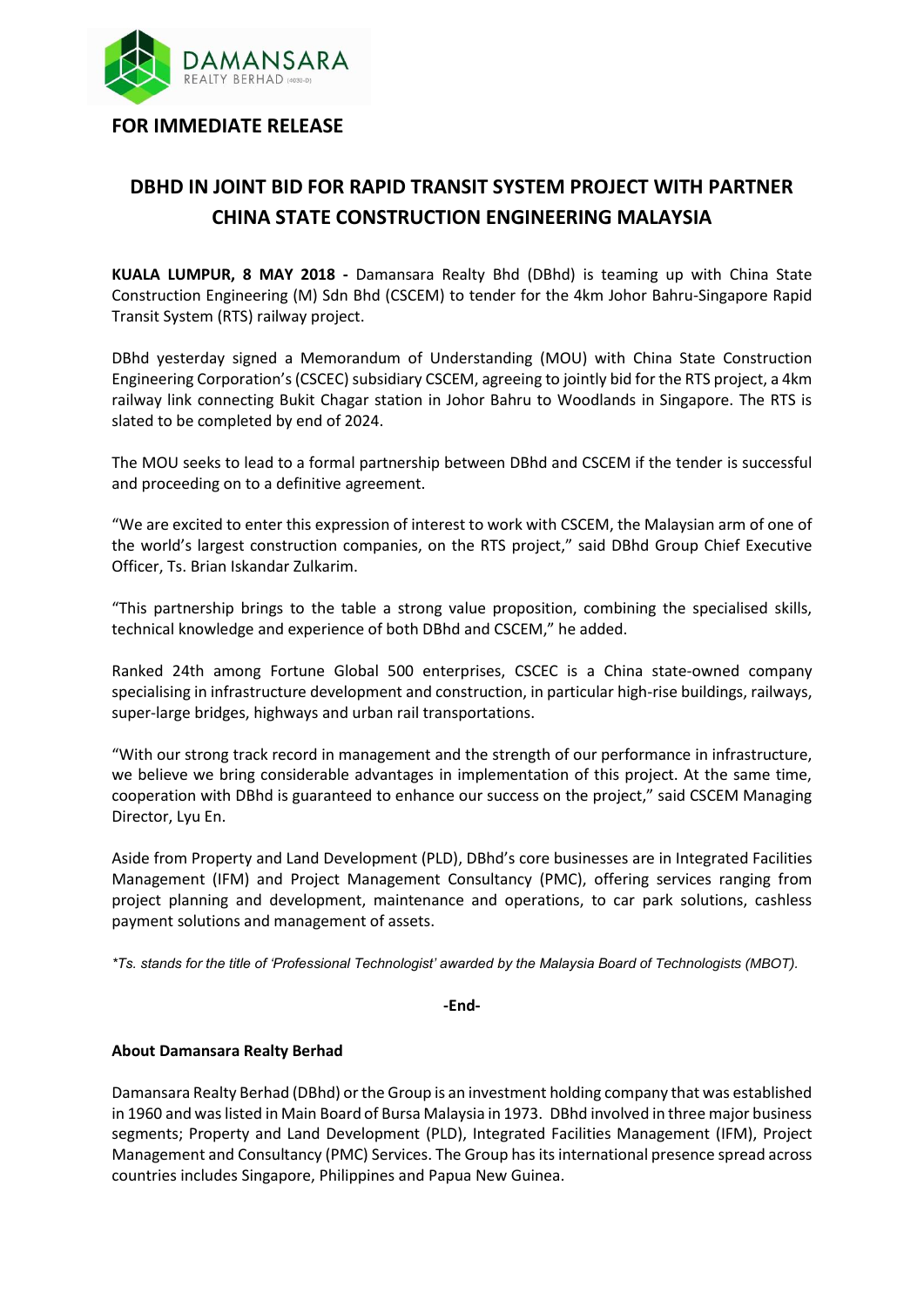DAMANSARA
REALTY BERHAD (4030-D)

**FOR IMMEDIATE RELEASE**

# DBHD IN JOINT BID FOR RAPID TRANSIT SYSTEM PROJECT WITH PARTNER CHINA STATE CONSTRUCTION ENGINEERING MALAYSIA

**KUALA LUMPUR, 8 MAY 2018 -** Damansara Realty Bhd (DBhd) is teaming up with China State Construction Engineering (M) Sdn Bhd (CSCEM) to tender for the 4km Johor Bahru-Singapore Rapid Transit System (RTS) railway project.

DBhd yesterday signed a Memorandum of Understanding (MOU) with China State Construction Engineering Corporation's (CSCEC) subsidiary CSCEM, agreeing to jointly bid for the RTS project, a 4km railway link connecting Bukit Chagar station in Johor Bahru to Woodlands in Singapore. The RTS is slated to be completed by end of 2024.

The MOU seeks to lead to a formal partnership between DBhd and CSCEM if the tender is successful and proceeding on to a definitive agreement.

"We are excited to enter this expression of interest to work with CSCEM, the Malaysian arm of one of the world's largest construction companies, on the RTS project," said DBhd Group Chief Executive Officer, Ts. Brian Iskandar Zulkarim.

"This partnership brings to the table a strong value proposition, combining the specialised skills, technical knowledge and experience of both DBhd and CSCEM," he added.

Ranked 24th among Fortune Global 500 enterprises, CSCEC is a China state-owned company specialising in infrastructure development and construction, in particular high-rise buildings, railways, super-large bridges, highways and urban rail transportations.

"With our strong track record in management and the strength of our performance in infrastructure, we believe we bring considerable advantages in implementation of this project. At the same time, cooperation with DBhd is guaranteed to enhance our success on the project," said CSCEM Managing Director, Lyu En.

Aside from Property and Land Development (PLD), DBhd's core businesses are in Integrated Facilities Management (IFM) and Project Management Consultancy (PMC), offering services ranging from project planning and development, maintenance and operations, to car park solutions, cashless payment solutions and management of assets.

*\*Ts. stands for the title of 'Professional Technologist' awarded by the Malaysia Board of Technologists (MBOT).*

**-End-**

**About Damansara Realty Berhad**

Damansara Realty Berhad (DBhd) or the Group is an investment holding company that was established in 1960 and was listed in Main Board of Bursa Malaysia in 1973. DBhd involved in three major business segments; Property and Land Development (PLD), Integrated Facilities Management (IFM), Project Management and Consultancy (PMC) Services. The Group has its international presence spread across countries includes Singapore, Philippines and Papua New Guinea.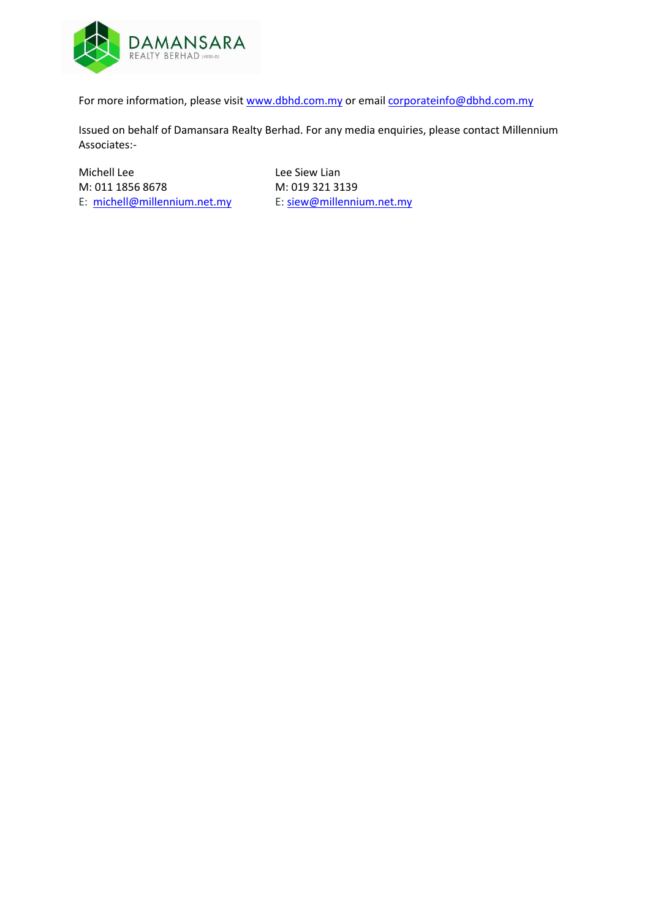For more information, please visit www.dbhd.com.my or email corporateinfo@dbhd.com.my

Issued on behalf of Damansara Realty Berhad. For any media enquiries, please contact Millennium Associates:-

Michell Lee
M: 011 1856 8678
E: michell@millennium.net.my

Lee Siew Lian
M: 019 321 3139
E: siew@millennium.net.my